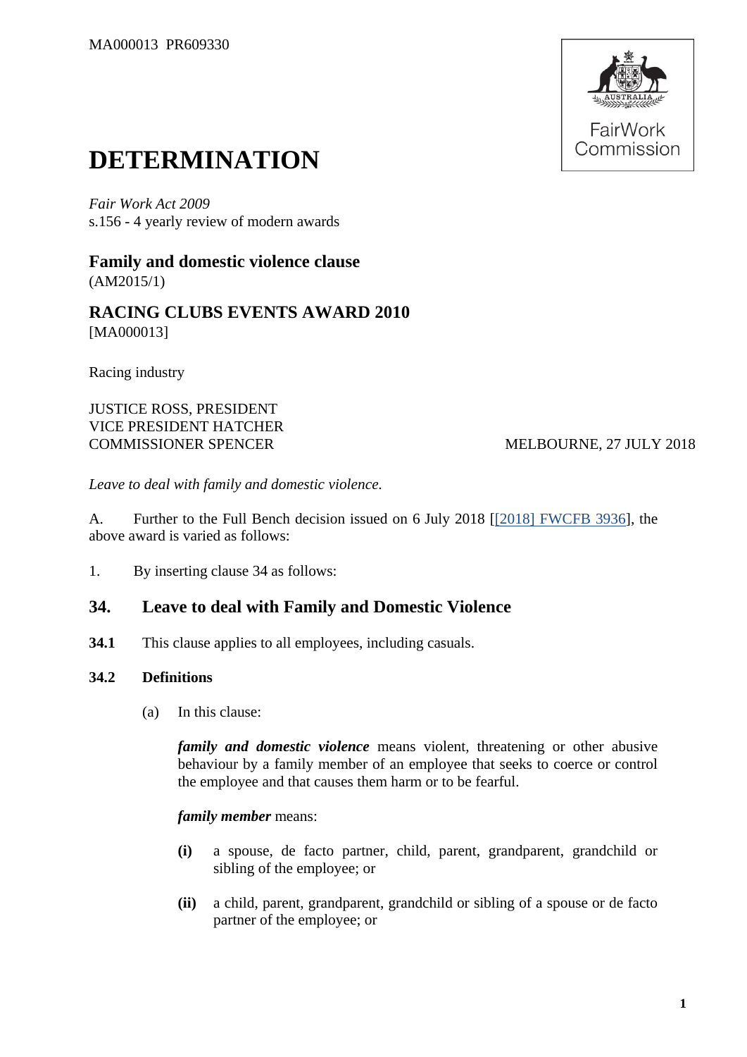MA000013 PR609330

# DETERMINATION

*Fair Work Act 2009*
s.156 - 4 yearly review of modern awards

### Family and domestic violence clause
(AM2015/1)

### RACING CLUBS EVENTS AWARD 2010
[MA000013]

Racing industry

JUSTICE ROSS, PRESIDENT
VICE PRESIDENT HATCHER
COMMISSIONER SPENCER MELBOURNE, 27 JULY 2018

*Leave to deal with family and domestic violence.*

A. Further to the Full Bench decision issued on 6 July 2018 [[2018] FWCFB 3936], the above award is varied as follows:

1. By inserting clause 34 as follows:

## 34. Leave to deal with Family and Domestic Violence

**34.1** This clause applies to all employees, including casuals.

**34.2 Definitions**

(a) In this clause:

***family and domestic violence*** means violent, threatening or other abusive behaviour by a family member of an employee that seeks to coerce or control the employee and that causes them harm or to be fearful.

***family member*** means:

**(i)** a spouse, de facto partner, child, parent, grandparent, grandchild or sibling of the employee; or

**(ii)** a child, parent, grandparent, grandchild or sibling of a spouse or de facto partner of the employee; or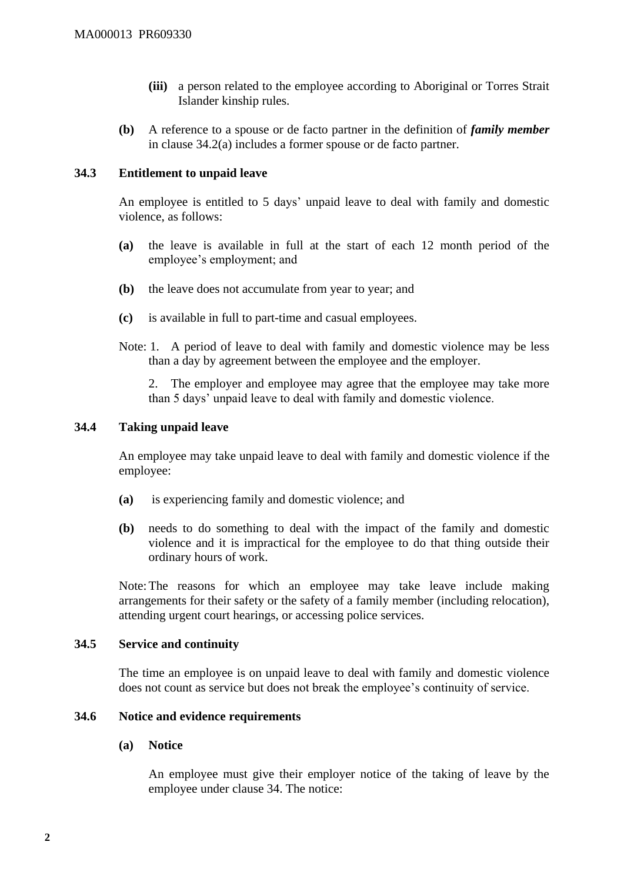**(iii)** a person related to the employee according to Aboriginal or Torres Strait Islander kinship rules.

**(b)** A reference to a spouse or de facto partner in the definition of ***family member*** in clause 34.2(a) includes a former spouse or de facto partner.

### 34.3 Entitlement to unpaid leave

An employee is entitled to 5 days' unpaid leave to deal with family and domestic violence, as follows:

**(a)** the leave is available in full at the start of each 12 month period of the employee's employment; and

**(b)** the leave does not accumulate from year to year; and

**(c)** is available in full to part-time and casual employees.

Note: 1. A period of leave to deal with family and domestic violence may be less than a day by agreement between the employee and the employer.

2. The employer and employee may agree that the employee may take more than 5 days' unpaid leave to deal with family and domestic violence.

### 34.4 Taking unpaid leave

An employee may take unpaid leave to deal with family and domestic violence if the employee:

**(a)** is experiencing family and domestic violence; and

**(b)** needs to do something to deal with the impact of the family and domestic violence and it is impractical for the employee to do that thing outside their ordinary hours of work.

Note: The reasons for which an employee may take leave include making arrangements for their safety or the safety of a family member (including relocation), attending urgent court hearings, or accessing police services.

### 34.5 Service and continuity

The time an employee is on unpaid leave to deal with family and domestic violence does not count as service but does not break the employee's continuity of service.

### 34.6 Notice and evidence requirements

**(a) Notice**

An employee must give their employer notice of the taking of leave by the employee under clause 34. The notice: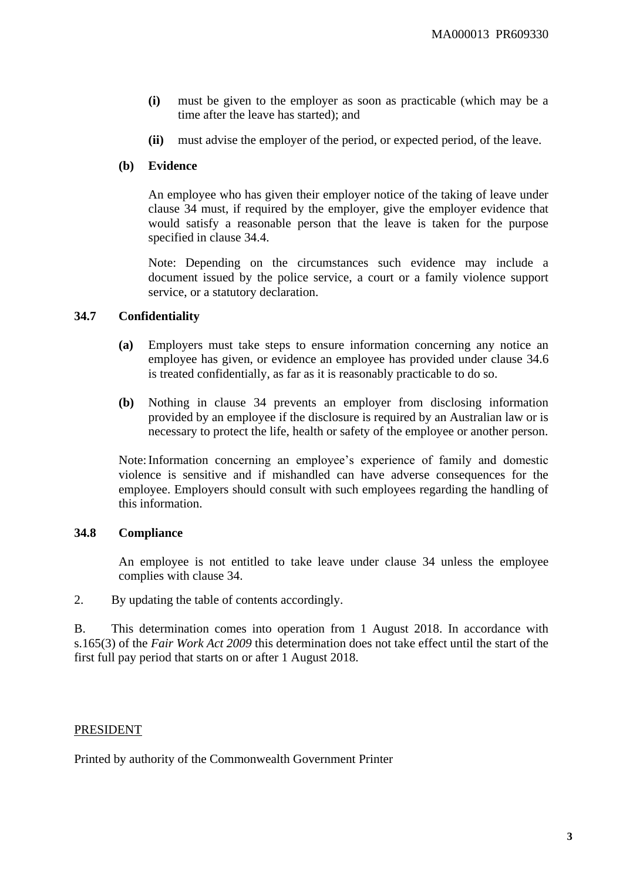**(i)** must be given to the employer as soon as practicable (which may be a time after the leave has started); and

**(ii)** must advise the employer of the period, or expected period, of the leave.

**(b) Evidence**

An employee who has given their employer notice of the taking of leave under clause 34 must, if required by the employer, give the employer evidence that would satisfy a reasonable person that the leave is taken for the purpose specified in clause 34.4.

Note: Depending on the circumstances such evidence may include a document issued by the police service, a court or a family violence support service, or a statutory declaration.

**34.7 Confidentiality**

**(a)** Employers must take steps to ensure information concerning any notice an employee has given, or evidence an employee has provided under clause 34.6 is treated confidentially, as far as it is reasonably practicable to do so.

**(b)** Nothing in clause 34 prevents an employer from disclosing information provided by an employee if the disclosure is required by an Australian law or is necessary to protect the life, health or safety of the employee or another person.

Note: Information concerning an employee's experience of family and domestic violence is sensitive and if mishandled can have adverse consequences for the employee. Employers should consult with such employees regarding the handling of this information.

**34.8 Compliance**

An employee is not entitled to take leave under clause 34 unless the employee complies with clause 34.

2. By updating the table of contents accordingly.

B. This determination comes into operation from 1 August 2018. In accordance with s.165(3) of the *Fair Work Act 2009* this determination does not take effect until the start of the first full pay period that starts on or after 1 August 2018.

PRESIDENT

Printed by authority of the Commonwealth Government Printer